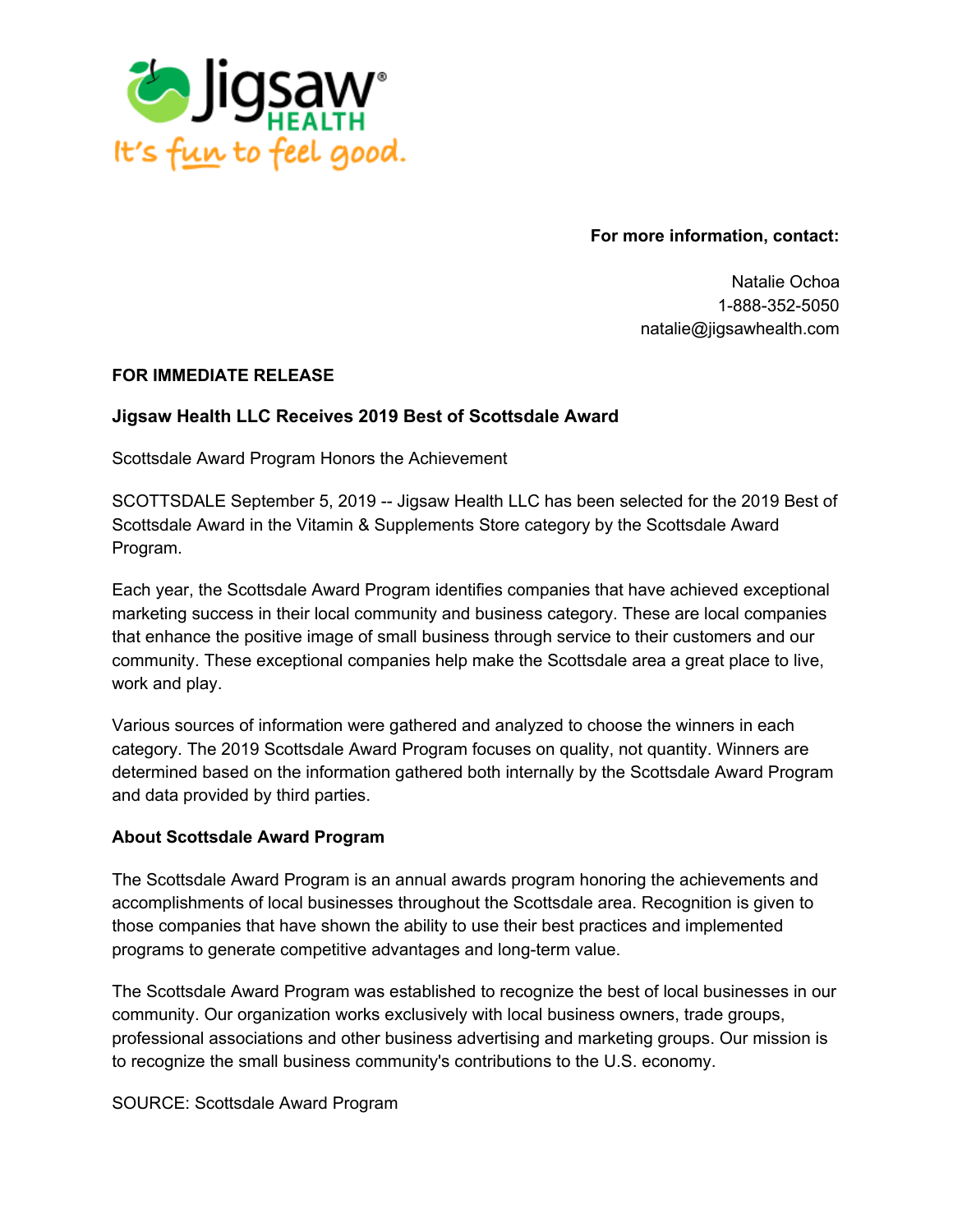Jigsaw HEALTH

It's fun to feel good.

**For more information, contact:**

Natalie Ochoa
1-888-352-5050
natalie@jigsawhealth.com

**FOR IMMEDIATE RELEASE**

**Jigsaw Health LLC Receives 2019 Best of Scottsdale Award**

Scottsdale Award Program Honors the Achievement

SCOTTSDALE September 5, 2019 -- Jigsaw Health LLC has been selected for the 2019 Best of Scottsdale Award in the Vitamin & Supplements Store category by the Scottsdale Award Program.

Each year, the Scottsdale Award Program identifies companies that have achieved exceptional marketing success in their local community and business category. These are local companies that enhance the positive image of small business through service to their customers and our community. These exceptional companies help make the Scottsdale area a great place to live, work and play.

Various sources of information were gathered and analyzed to choose the winners in each category. The 2019 Scottsdale Award Program focuses on quality, not quantity. Winners are determined based on the information gathered both internally by the Scottsdale Award Program and data provided by third parties.

**About Scottsdale Award Program**

The Scottsdale Award Program is an annual awards program honoring the achievements and accomplishments of local businesses throughout the Scottsdale area. Recognition is given to those companies that have shown the ability to use their best practices and implemented programs to generate competitive advantages and long-term value.

The Scottsdale Award Program was established to recognize the best of local businesses in our community. Our organization works exclusively with local business owners, trade groups, professional associations and other business advertising and marketing groups. Our mission is to recognize the small business community's contributions to the U.S. economy.

SOURCE: Scottsdale Award Program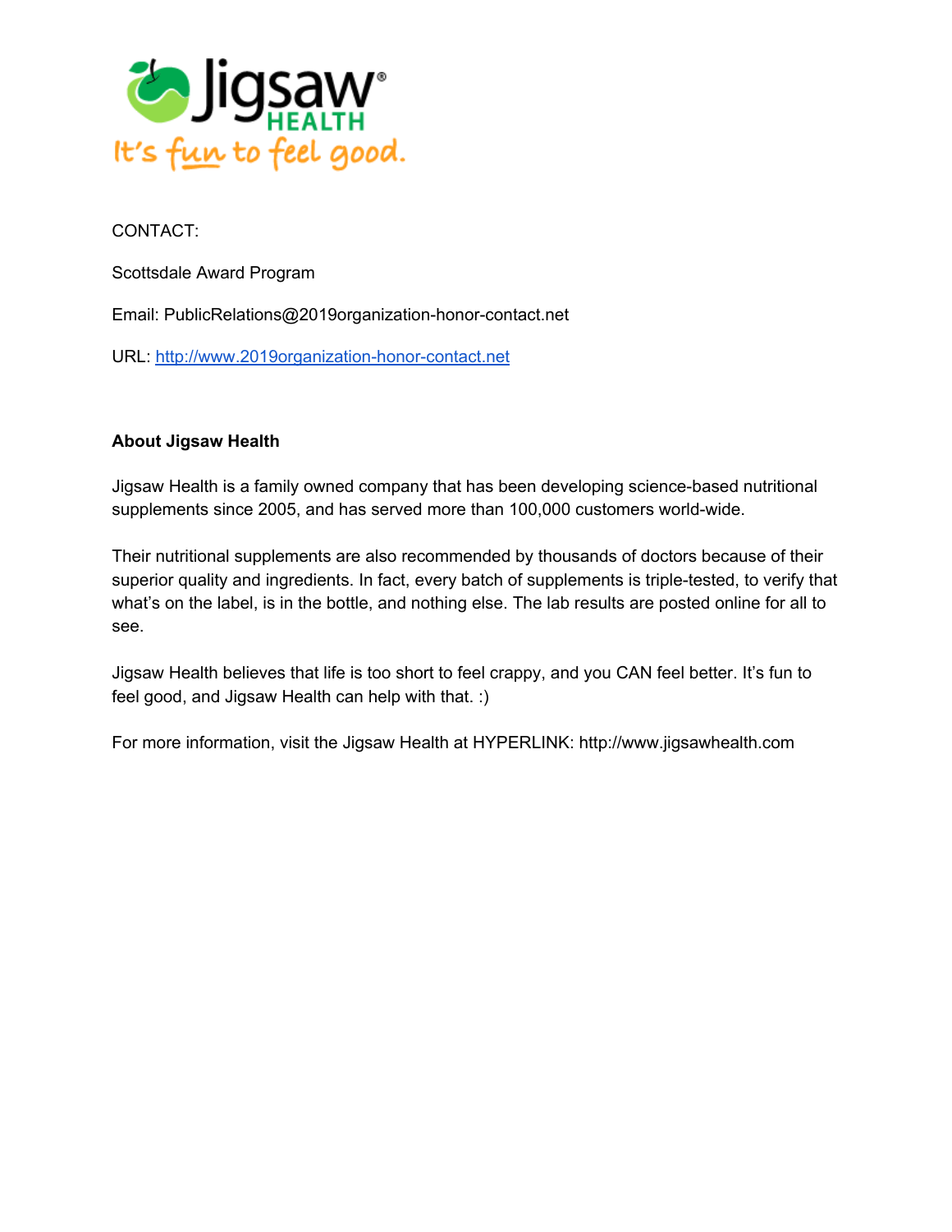CONTACT:

Scottsdale Award Program

Email: PublicRelations@2019organization-honor-contact.net

URL: http://www.2019organization-honor-contact.net

**About Jigsaw Health**

Jigsaw Health is a family owned company that has been developing science-based nutritional supplements since 2005, and has served more than 100,000 customers world-wide.

Their nutritional supplements are also recommended by thousands of doctors because of their superior quality and ingredients. In fact, every batch of supplements is triple-tested, to verify that what's on the label, is in the bottle, and nothing else. The lab results are posted online for all to see.

Jigsaw Health believes that life is too short to feel crappy, and you CAN feel better. It's fun to feel good, and Jigsaw Health can help with that. :)

For more information, visit the Jigsaw Health at HYPERLINK: http://www.jigsawhealth.com